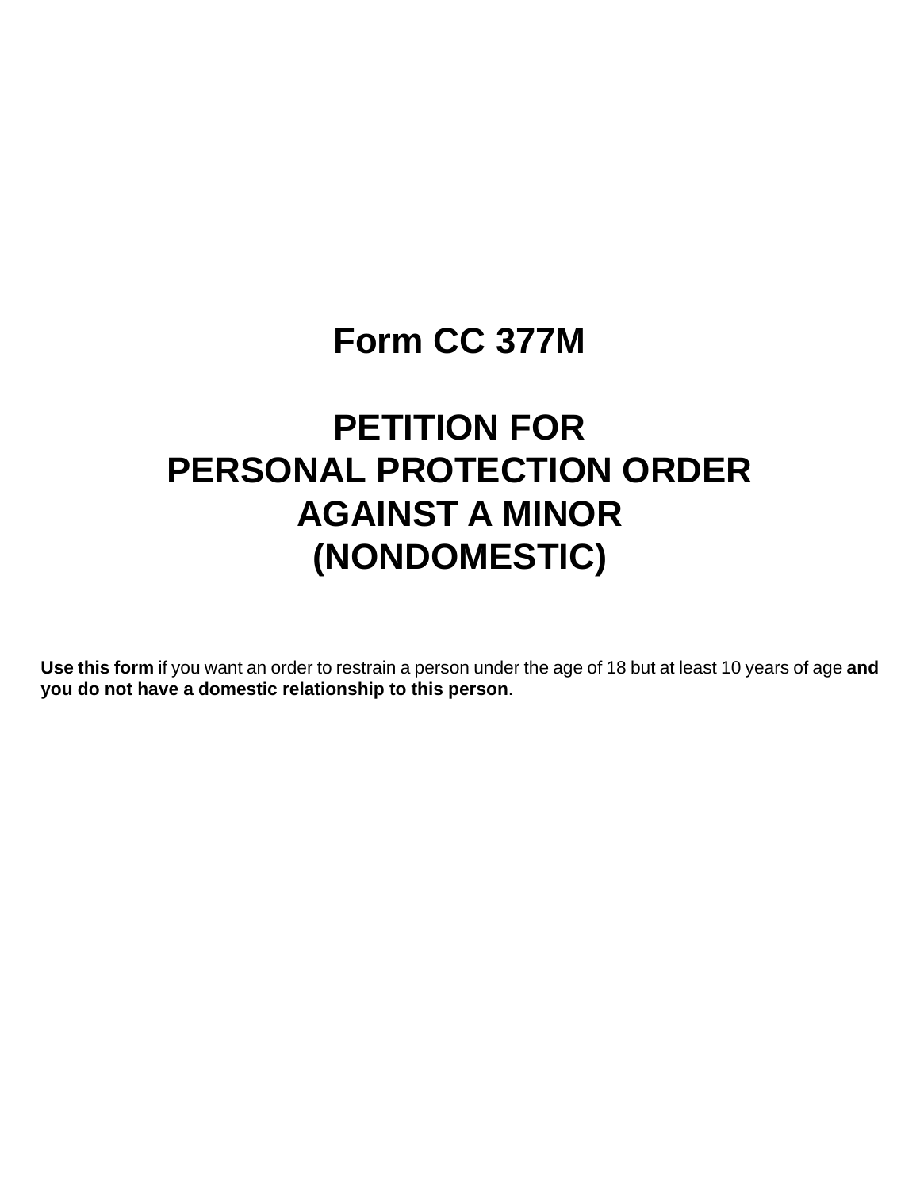# Form CC 377M

# PETITION FOR PERSONAL PROTECTION ORDER AGAINST A MINOR (NONDOMESTIC)

**Use this form** if you want an order to restrain a person under the age of 18 but at least 10 years of age **and you do not have a domestic relationship to this person**.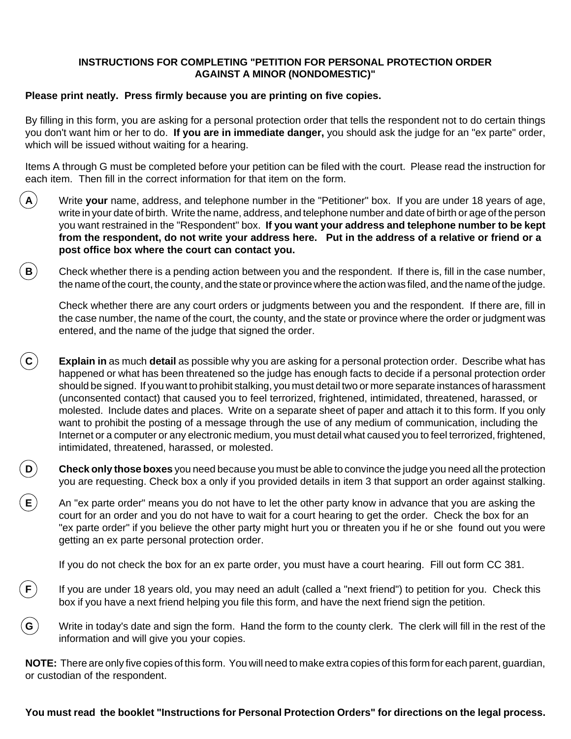## INSTRUCTIONS FOR COMPLETING "PETITION FOR PERSONAL PROTECTION ORDER AGAINST A MINOR (NONDOMESTIC)"

**Please print neatly. Press firmly because you are printing on five copies.**

By filling in this form, you are asking for a personal protection order that tells the respondent not to do certain things you don't want him or her to do. **If you are in immediate danger,** you should ask the judge for an "ex parte" order, which will be issued without waiting for a hearing.

Items A through G must be completed before your petition can be filed with the court. Please read the instruction for each item. Then fill in the correct information for that item on the form.

**A** Write **your** name, address, and telephone number in the "Petitioner" box. If you are under 18 years of age, write in your date of birth. Write the name, address, and telephone number and date of birth or age of the person you want restrained in the "Respondent" box. **If you want your address and telephone number to be kept from the respondent, do not write your address here. Put in the address of a relative or friend or a post office box where the court can contact you.**

**B** Check whether there is a pending action between you and the respondent. If there is, fill in the case number, the name of the court, the county, and the state or province where the action was filed, and the name of the judge.

Check whether there are any court orders or judgments between you and the respondent. If there are, fill in the case number, the name of the court, the county, and the state or province where the order or judgment was entered, and the name of the judge that signed the order.

**C** **Explain in** as much **detail** as possible why you are asking for a personal protection order. Describe what has happened or what has been threatened so the judge has enough facts to decide if a personal protection order should be signed. If you want to prohibit stalking, you must detail two or more separate instances of harassment (unconsented contact) that caused you to feel terrorized, frightened, intimidated, threatened, harassed, or molested. Include dates and places. Write on a separate sheet of paper and attach it to this form. If you only want to prohibit the posting of a message through the use of any medium of communication, including the Internet or a computer or any electronic medium, you must detail what caused you to feel terrorized, frightened, intimidated, threatened, harassed, or molested.

**D** **Check only those boxes** you need because you must be able to convince the judge you need all the protection you are requesting. Check box a only if you provided details in item 3 that support an order against stalking.

**E** An "ex parte order" means you do not have to let the other party know in advance that you are asking the court for an order and you do not have to wait for a court hearing to get the order. Check the box for an "ex parte order" if you believe the other party might hurt you or threaten you if he or she found out you were getting an ex parte personal protection order.

If you do not check the box for an ex parte order, you must have a court hearing. Fill out form CC 381.

**F** If you are under 18 years old, you may need an adult (called a "next friend") to petition for you. Check this box if you have a next friend helping you file this form, and have the next friend sign the petition.

**G** Write in today's date and sign the form. Hand the form to the county clerk. The clerk will fill in the rest of the information and will give you your copies.

**NOTE:** There are only five copies of this form. You will need to make extra copies of this form for each parent, guardian, or custodian of the respondent.

**You must read the booklet "Instructions for Personal Protection Orders" for directions on the legal process.**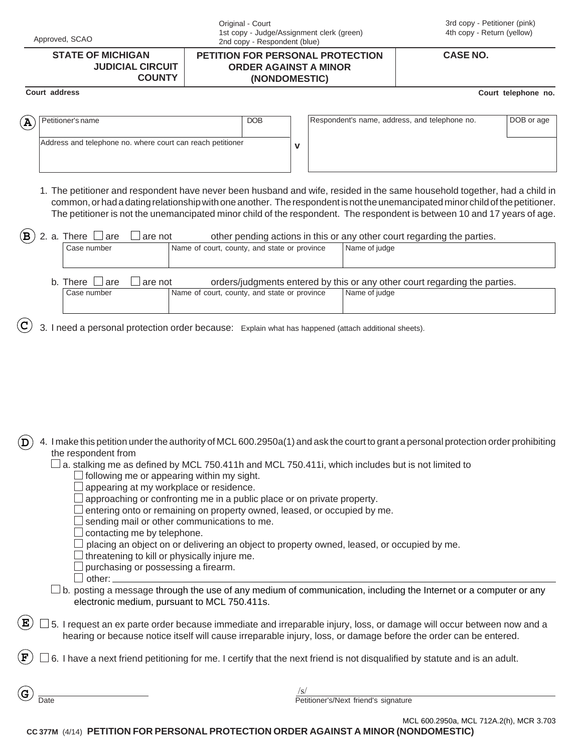Approved, SCAO

Original - Court
1st copy - Judge/Assignment clerk (green)
2nd copy - Respondent (blue)

3rd copy - Petitioner (pink)
4th copy - Return (yellow)

| STATE OF MICHIGAN JUDICIAL CIRCUIT COUNTY | PETITION FOR PERSONAL PROTECTION ORDER AGAINST A MINOR (NONDOMESTIC) | CASE NO. |
|---|---|---|

Court address | Court telephone no.

**A**

| Petitioner's name | DOB | | Respondent's name, address, and telephone no. | DOB or age |
|---|---|---|---|---|
| Address and telephone no. where court can reach petitioner | | v | | |

1. The petitioner and respondent have never been husband and wife, resided in the same household together, had a child in common, or had a dating relationship with one another. The respondent is not the unemancipated minor child of the petitioner. The petitioner is not the unemancipated minor child of the respondent. The respondent is between 10 and 17 years of age.

**B** 2. a. There ☐ are ☐ are not other pending actions in this or any other court regarding the parties.

| Case number | Name of court, county, and state or province | Name of judge |
|---|---|---|
| | | |

b. There ☐ are ☐ are not orders/judgments entered by this or any other court regarding the parties.

| Case number | Name of court, county, and state or province | Name of judge |
|---|---|---|
| | | |

**C** 3. I need a personal protection order because: Explain what has happened (attach additional sheets).

**D** 4. I make this petition under the authority of MCL 600.2950a(1) and ask the court to grant a personal protection order prohibiting the respondent from

☐ a. stalking me as defined by MCL 750.411h and MCL 750.411i, which includes but is not limited to
- ☐ following me or appearing within my sight.
- ☐ appearing at my workplace or residence.
- ☐ approaching or confronting me in a public place or on private property.
- ☐ entering onto or remaining on property owned, leased, or occupied by me.
- ☐ sending mail or other communications to me.
- ☐ contacting me by telephone.
- ☐ placing an object on or delivering an object to property owned, leased, or occupied by me.
- ☐ threatening to kill or physically injure me.
- ☐ purchasing or possessing a firearm.
- ☐ other: ______________________

☐ b. posting a message through the use of any medium of communication, including the Internet or a computer or any electronic medium, pursuant to MCL 750.411s.

**E** ☐ 5. I request an ex parte order because immediate and irreparable injury, loss, or damage will occur between now and a hearing or because notice itself will cause irreparable injury, loss, or damage before the order can be entered.

**F** ☐ 6. I have a next friend petitioning for me. I certify that the next friend is not disqualified by statute and is an adult.

**G** ______________________ Date

/s/ ______________________ Petitioner's/Next friend's signature

MCL 600.2950a, MCL 712A.2(h), MCR 3.703

CC 377M (4/14) **PETITION FOR PERSONAL PROTECTION ORDER AGAINST A MINOR (NONDOMESTIC)**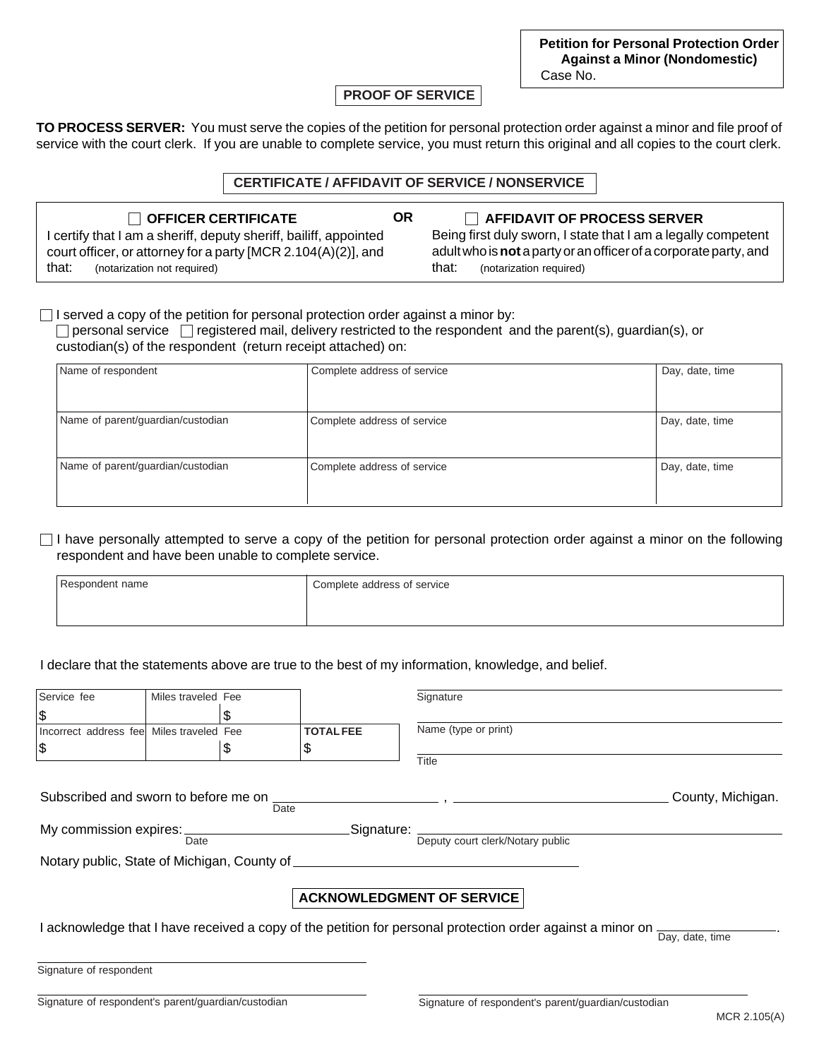**Petition for Personal Protection Order Against a Minor (Nondomestic)**
Case No.

## PROOF OF SERVICE

**TO PROCESS SERVER:** You must serve the copies of the petition for personal protection order against a minor and file proof of service with the court clerk. If you are unable to complete service, you must return this original and all copies to the court clerk.

### CERTIFICATE / AFFIDAVIT OF SERVICE / NONSERVICE

☐ **OFFICER CERTIFICATE**
I certify that I am a sheriff, deputy sheriff, bailiff, appointed court officer, or attorney for a party [MCR 2.104(A)(2)], and that: (notarization not required)

**OR**

☐ **AFFIDAVIT OF PROCESS SERVER**
Being first duly sworn, I state that I am a legally competent adult who is **not** a party or an officer of a corporate party, and that: (notarization required)

☐ I served a copy of the petition for personal protection order against a minor by:
☐ personal service ☐ registered mail, delivery restricted to the respondent and the parent(s), guardian(s), or custodian(s) of the respondent (return receipt attached) on:

| | | |
|---|---|---|
| Name of respondent | Complete address of service | Day, date, time |
| Name of parent/guardian/custodian | Complete address of service | Day, date, time |
| Name of parent/guardian/custodian | Complete address of service | Day, date, time |

☐ I have personally attempted to serve a copy of the petition for personal protection order against a minor on the following respondent and have been unable to complete service.

| | |
|---|---|
| Respondent name | Complete address of service |

I declare that the statements above are true to the best of my information, knowledge, and belief.

| | | | |
|---|---|---|---|
| Service fee<br>$ | Miles traveled | Fee<br>$ | |
| Incorrect address fee<br>$ | Miles traveled | Fee<br>$ | **TOTAL FEE**<br>$ |

Signature

Name (type or print)

Title

Subscribed and sworn to before me on ____________ (Date), ____________ County, Michigan.

My commission expires: ____________ (Date) Signature: ____________ (Deputy court clerk/Notary public)

Notary public, State of Michigan, County of ____________

### ACKNOWLEDGMENT OF SERVICE

I acknowledge that I have received a copy of the petition for personal protection order against a minor on ____________ (Day, date, time).

Signature of respondent

Signature of respondent's parent/guardian/custodian

Signature of respondent's parent/guardian/custodian

MCR 2.105(A)